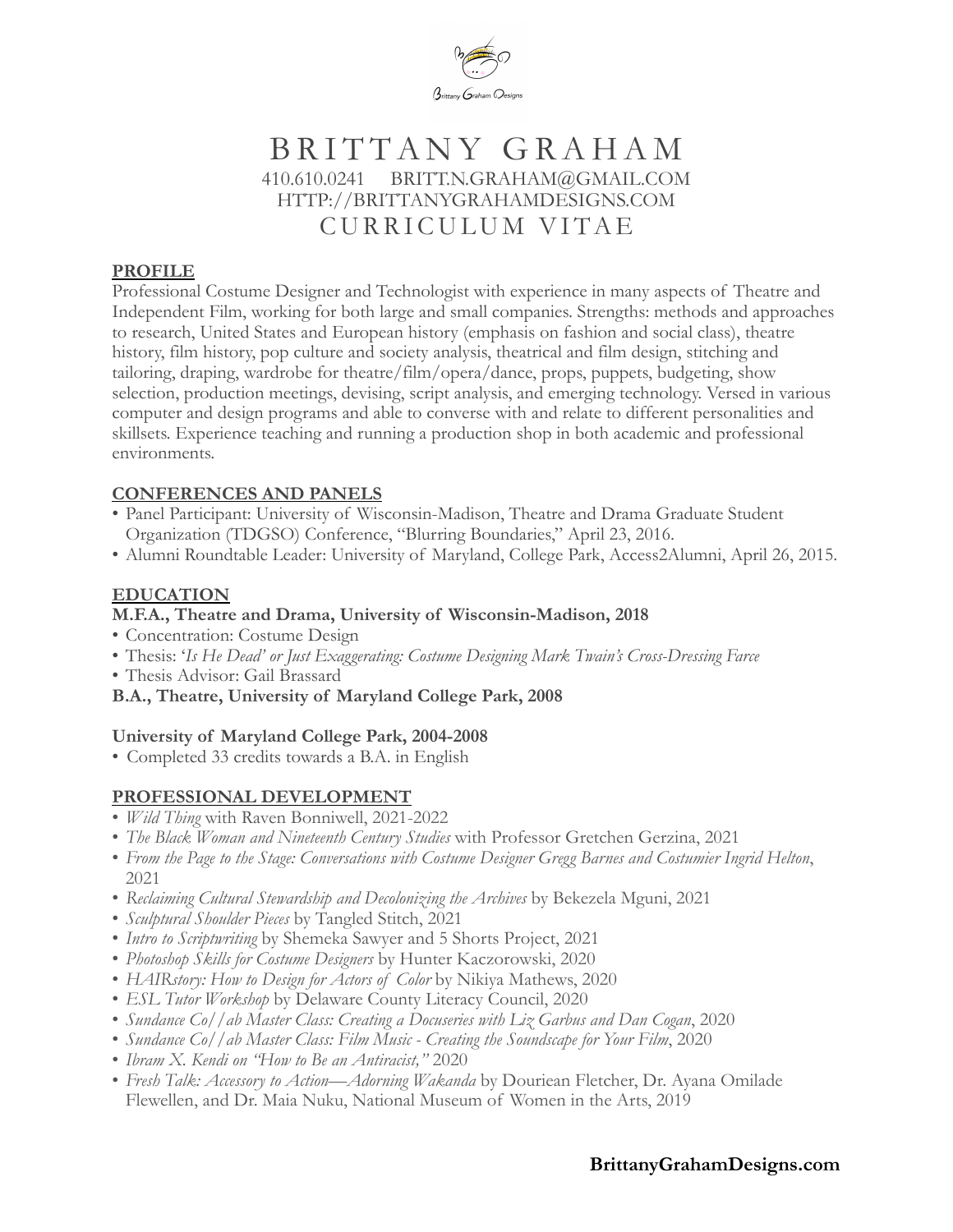# BRITTANY GRAHAM

410.610.0241 BRITT.N.GRAHAM@GMAIL.COM
HTTP://BRITTANYGRAHAMDESIGNS.COM

## CURRICULUM VITAE

### PROFILE

Professional Costume Designer and Technologist with experience in many aspects of Theatre and Independent Film, working for both large and small companies. Strengths: methods and approaches to research, United States and European history (emphasis on fashion and social class), theatre history, film history, pop culture and society analysis, theatrical and film design, stitching and tailoring, draping, wardrobe for theatre/film/opera/dance, props, puppets, budgeting, show selection, production meetings, devising, script analysis, and emerging technology. Versed in various computer and design programs and able to converse with and relate to different personalities and skillsets. Experience teaching and running a production shop in both academic and professional environments.

### CONFERENCES AND PANELS

- Panel Participant: University of Wisconsin-Madison, Theatre and Drama Graduate Student Organization (TDGSO) Conference, "Blurring Boundaries," April 23, 2016.
- Alumni Roundtable Leader: University of Maryland, College Park, Access2Alumni, April 26, 2015.

### EDUCATION

**M.F.A., Theatre and Drama, University of Wisconsin-Madison, 2018**

- Concentration: Costume Design
- Thesis: *'Is He Dead' or Just Exaggerating: Costume Designing Mark Twain's Cross-Dressing Farce*
- Thesis Advisor: Gail Brassard

**B.A., Theatre, University of Maryland College Park, 2008**

**University of Maryland College Park, 2004-2008**

- Completed 33 credits towards a B.A. in English

### PROFESSIONAL DEVELOPMENT

- *Wild Thing* with Raven Bonniwell, 2021-2022
- *The Black Woman and Nineteenth Century Studies* with Professor Gretchen Gerzina, 2021
- *From the Page to the Stage: Conversations with Costume Designer Gregg Barnes and Costumier Ingrid Helton*, 2021
- *Reclaiming Cultural Stewardship and Decolonizing the Archives* by Bekezela Mguni, 2021
- *Sculptural Shoulder Pieces* by Tangled Stitch, 2021
- *Intro to Scriptwriting* by Shemeka Sawyer and 5 Shorts Project, 2021
- *Photoshop Skills for Costume Designers* by Hunter Kaczorowski, 2020
- *HAIRstory: How to Design for Actors of Color* by Nikiya Mathews, 2020
- *ESL Tutor Workshop* by Delaware County Literacy Council, 2020
- *Sundance Co//ab Master Class: Creating a Docuseries with Liz Garbus and Dan Cogan*, 2020
- *Sundance Co//ab Master Class: Film Music - Creating the Soundscape for Your Film*, 2020
- *Ibram X. Kendi on "How to Be an Antiracist,"* 2020
- *Fresh Talk: Accessory to Action—Adorning Wakanda* by Douriean Fletcher, Dr. Ayana Omilade Flewellen, and Dr. Maia Nuku, National Museum of Women in the Arts, 2019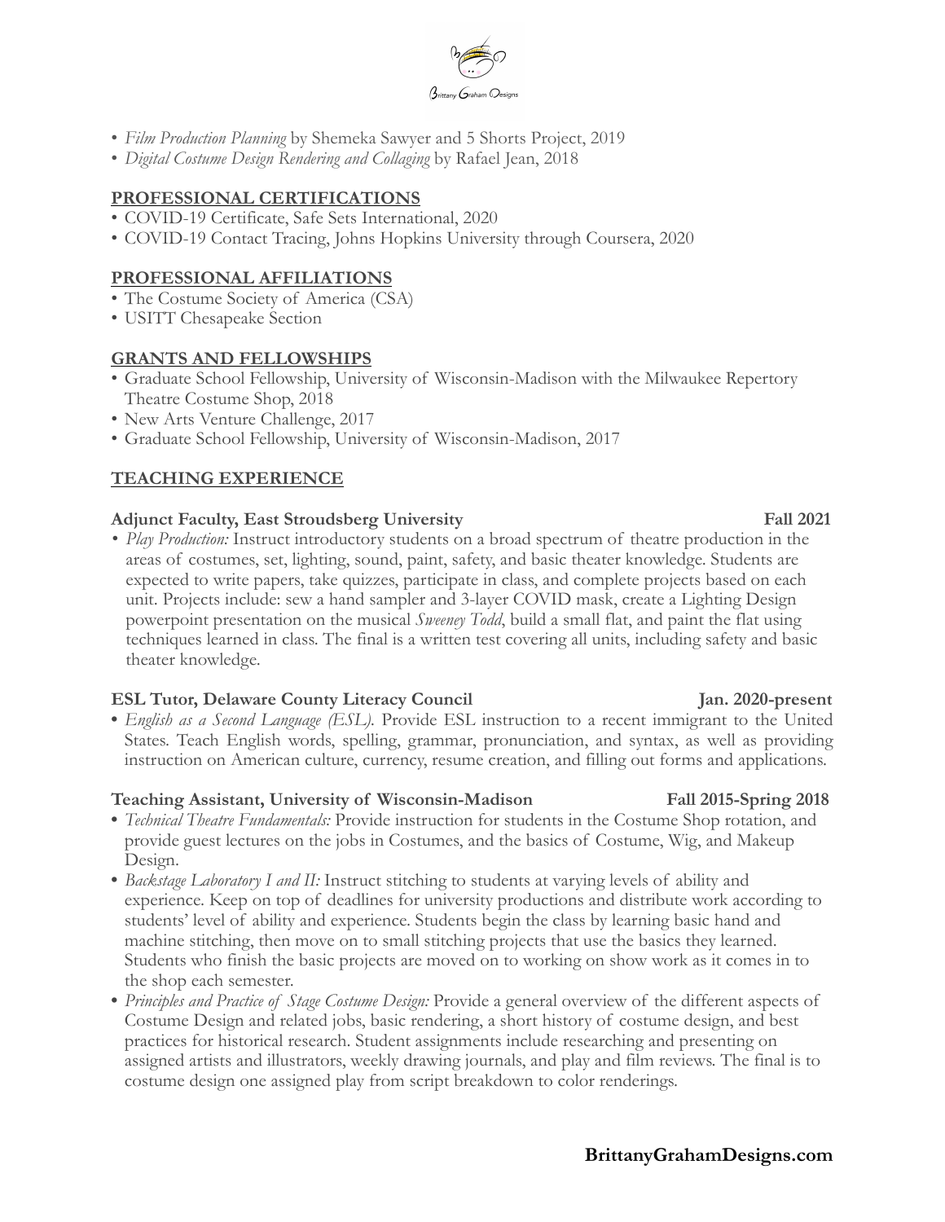- *Film Production Planning* by Shemeka Sawyer and 5 Shorts Project, 2019
- *Digital Costume Design Rendering and Collaging* by Rafael Jean, 2018

## PROFESSIONAL CERTIFICATIONS

- COVID-19 Certificate, Safe Sets International, 2020
- COVID-19 Contact Tracing, Johns Hopkins University through Coursera, 2020

## PROFESSIONAL AFFILIATIONS

- The Costume Society of America (CSA)
- USITT Chesapeake Section

## GRANTS AND FELLOWSHIPS

- Graduate School Fellowship, University of Wisconsin-Madison with the Milwaukee Repertory Theatre Costume Shop, 2018
- New Arts Venture Challenge, 2017
- Graduate School Fellowship, University of Wisconsin-Madison, 2017

## TEACHING EXPERIENCE

**Adjunct Faculty, East Stroudsberg University** **Fall 2021**

- *Play Production:* Instruct introductory students on a broad spectrum of theatre production in the areas of costumes, set, lighting, sound, paint, safety, and basic theater knowledge. Students are expected to write papers, take quizzes, participate in class, and complete projects based on each unit. Projects include: sew a hand sampler and 3-layer COVID mask, create a Lighting Design powerpoint presentation on the musical *Sweeney Todd*, build a small flat, and paint the flat using techniques learned in class. The final is a written test covering all units, including safety and basic theater knowledge.

**ESL Tutor, Delaware County Literacy Council** **Jan. 2020-present**

- *English as a Second Language (ESL).* Provide ESL instruction to a recent immigrant to the United States. Teach English words, spelling, grammar, pronunciation, and syntax, as well as providing instruction on American culture, currency, resume creation, and filling out forms and applications.

**Teaching Assistant, University of Wisconsin-Madison** **Fall 2015-Spring 2018**

- *Technical Theatre Fundamentals:* Provide instruction for students in the Costume Shop rotation, and provide guest lectures on the jobs in Costumes, and the basics of Costume, Wig, and Makeup Design.
- *Backstage Laboratory I and II:* Instruct stitching to students at varying levels of ability and experience. Keep on top of deadlines for university productions and distribute work according to students' level of ability and experience. Students begin the class by learning basic hand and machine stitching, then move on to small stitching projects that use the basics they learned. Students who finish the basic projects are moved on to working on show work as it comes in to the shop each semester.
- *Principles and Practice of Stage Costume Design:* Provide a general overview of the different aspects of Costume Design and related jobs, basic rendering, a short history of costume design, and best practices for historical research. Student assignments include researching and presenting on assigned artists and illustrators, weekly drawing journals, and play and film reviews. The final is to costume design one assigned play from script breakdown to color renderings.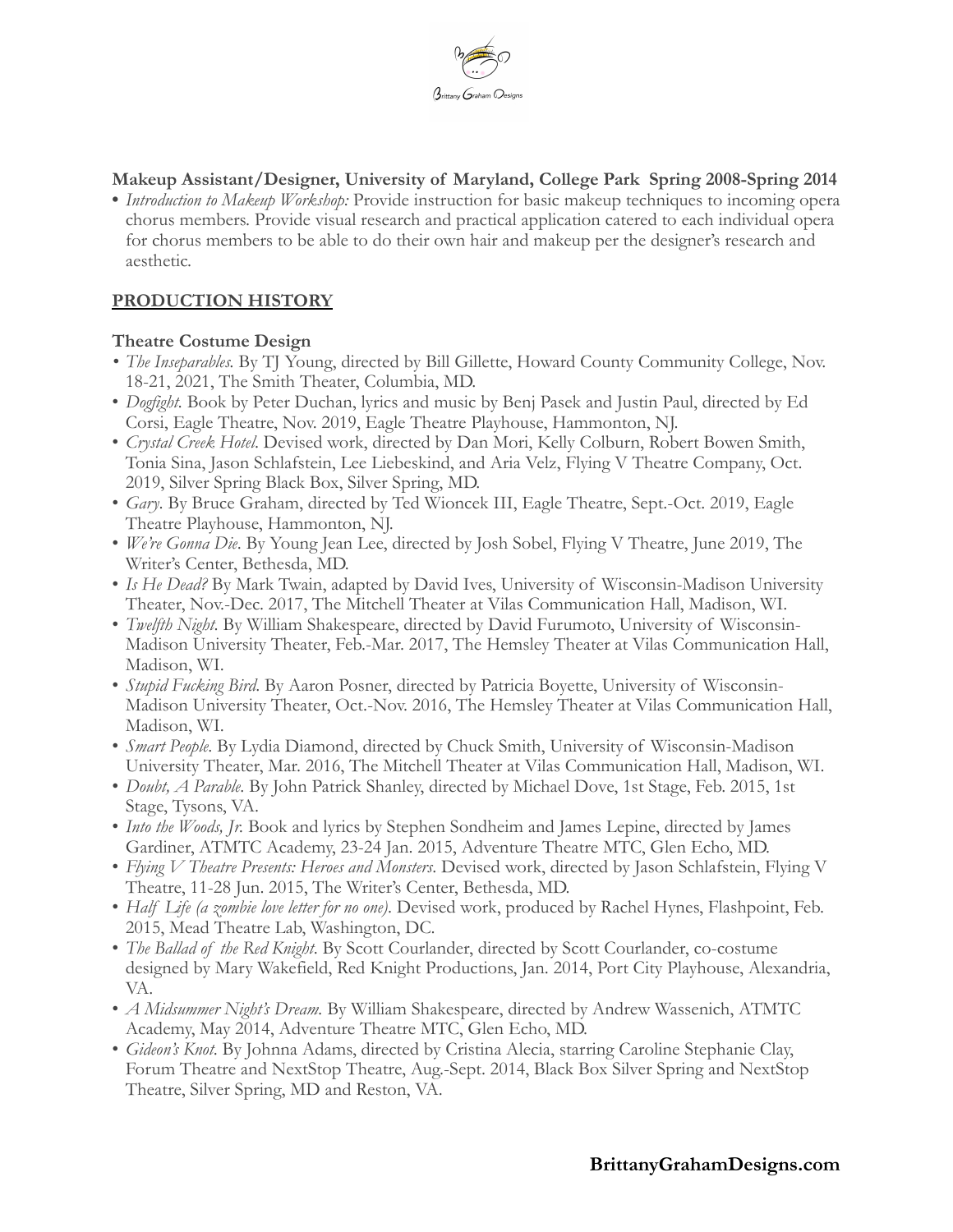**Makeup Assistant/Designer, University of Maryland, College Park Spring 2008-Spring 2014**

- *Introduction to Makeup Workshop:* Provide instruction for basic makeup techniques to incoming opera chorus members. Provide visual research and practical application catered to each individual opera for chorus members to be able to do their own hair and makeup per the designer's research and aesthetic.

## PRODUCTION HISTORY

### Theatre Costume Design

- *The Inseparables.* By TJ Young, directed by Bill Gillette, Howard County Community College, Nov. 18-21, 2021, The Smith Theater, Columbia, MD.
- *Dogfight*. Book by Peter Duchan, lyrics and music by Benj Pasek and Justin Paul, directed by Ed Corsi, Eagle Theatre, Nov. 2019, Eagle Theatre Playhouse, Hammonton, NJ.
- *Crystal Creek Hotel*. Devised work, directed by Dan Mori, Kelly Colburn, Robert Bowen Smith, Tonia Sina, Jason Schlafstein, Lee Liebeskind, and Aria Velz, Flying V Theatre Company, Oct. 2019, Silver Spring Black Box, Silver Spring, MD.
- *Gary*. By Bruce Graham, directed by Ted Wioncek III, Eagle Theatre, Sept.-Oct. 2019, Eagle Theatre Playhouse, Hammonton, NJ.
- *We're Gonna Die*. By Young Jean Lee, directed by Josh Sobel, Flying V Theatre, June 2019, The Writer's Center, Bethesda, MD.
- *Is He Dead?* By Mark Twain, adapted by David Ives, University of Wisconsin-Madison University Theater, Nov.-Dec. 2017, The Mitchell Theater at Vilas Communication Hall, Madison, WI.
- *Twelfth Night*. By William Shakespeare, directed by David Furumoto, University of Wisconsin-Madison University Theater, Feb.-Mar. 2017, The Hemsley Theater at Vilas Communication Hall, Madison, WI.
- *Stupid Fucking Bird*. By Aaron Posner, directed by Patricia Boyette, University of Wisconsin-Madison University Theater, Oct.-Nov. 2016, The Hemsley Theater at Vilas Communication Hall, Madison, WI.
- *Smart People*. By Lydia Diamond, directed by Chuck Smith, University of Wisconsin-Madison University Theater, Mar. 2016, The Mitchell Theater at Vilas Communication Hall, Madison, WI.
- *Doubt, A Parable*. By John Patrick Shanley, directed by Michael Dove, 1st Stage, Feb. 2015, 1st Stage, Tysons, VA.
- *Into the Woods, Jr.* Book and lyrics by Stephen Sondheim and James Lepine, directed by James Gardiner, ATMTC Academy, 23-24 Jan. 2015, Adventure Theatre MTC, Glen Echo, MD.
- *Flying V Theatre Presents: Heroes and Monsters*. Devised work, directed by Jason Schlafstein, Flying V Theatre, 11-28 Jun. 2015, The Writer's Center, Bethesda, MD.
- *Half Life (a zombie love letter for no one)*. Devised work, produced by Rachel Hynes, Flashpoint, Feb. 2015, Mead Theatre Lab, Washington, DC.
- *The Ballad of the Red Knight*. By Scott Courlander, directed by Scott Courlander, co-costume designed by Mary Wakefield, Red Knight Productions, Jan. 2014, Port City Playhouse, Alexandria, VA.
- *A Midsummer Night's Dream*. By William Shakespeare, directed by Andrew Wassenich, ATMTC Academy, May 2014, Adventure Theatre MTC, Glen Echo, MD.
- *Gideon's Knot*. By Johnna Adams, directed by Cristina Alecia, starring Caroline Stephanie Clay, Forum Theatre and NextStop Theatre, Aug.-Sept. 2014, Black Box Silver Spring and NextStop Theatre, Silver Spring, MD and Reston, VA.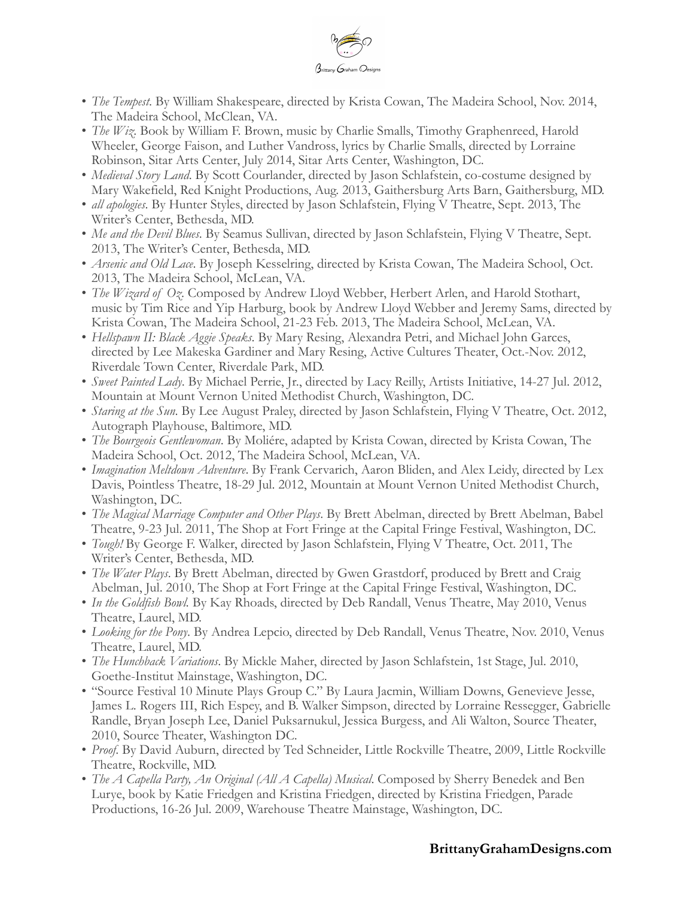- *The Tempest*. By William Shakespeare, directed by Krista Cowan, The Madeira School, Nov. 2014, The Madeira School, McClean, VA.
- *The Wiz*. Book by William F. Brown, music by Charlie Smalls, Timothy Graphenreed, Harold Wheeler, George Faison, and Luther Vandross, lyrics by Charlie Smalls, directed by Lorraine Robinson, Sitar Arts Center, July 2014, Sitar Arts Center, Washington, DC.
- *Medieval Story Land*. By Scott Courlander, directed by Jason Schlafstein, co-costume designed by Mary Wakefield, Red Knight Productions, Aug. 2013, Gaithersburg Arts Barn, Gaithersburg, MD.
- *all apologies*. By Hunter Styles, directed by Jason Schlafstein, Flying V Theatre, Sept. 2013, The Writer's Center, Bethesda, MD.
- *Me and the Devil Blues*. By Seamus Sullivan, directed by Jason Schlafstein, Flying V Theatre, Sept. 2013, The Writer's Center, Bethesda, MD.
- *Arsenic and Old Lace*. By Joseph Kesselring, directed by Krista Cowan, The Madeira School, Oct. 2013, The Madeira School, McLean, VA.
- *The Wizard of Oz*. Composed by Andrew Lloyd Webber, Herbert Arlen, and Harold Stothart, music by Tim Rice and Yip Harburg, book by Andrew Lloyd Webber and Jeremy Sams, directed by Krista Cowan, The Madeira School, 21-23 Feb. 2013, The Madeira School, McLean, VA.
- *Hellspawn II: Black Aggie Speaks*. By Mary Resing, Alexandra Petri, and Michael John Garces, directed by Lee Makeska Gardiner and Mary Resing, Active Cultures Theater, Oct.-Nov. 2012, Riverdale Town Center, Riverdale Park, MD.
- *Sweet Painted Lady*. By Michael Perrie, Jr., directed by Lacy Reilly, Artists Initiative, 14-27 Jul. 2012, Mountain at Mount Vernon United Methodist Church, Washington, DC.
- *Staring at the Sun*. By Lee August Praley, directed by Jason Schlafstein, Flying V Theatre, Oct. 2012, Autograph Playhouse, Baltimore, MD.
- *The Bourgeois Gentlewoman*. By Moliére, adapted by Krista Cowan, directed by Krista Cowan, The Madeira School, Oct. 2012, The Madeira School, McLean, VA.
- *Imagination Meltdown Adventure*. By Frank Cervarich, Aaron Bliden, and Alex Leidy, directed by Lex Davis, Pointless Theatre, 18-29 Jul. 2012, Mountain at Mount Vernon United Methodist Church, Washington, DC.
- *The Magical Marriage Computer and Other Plays*. By Brett Abelman, directed by Brett Abelman, Babel Theatre, 9-23 Jul. 2011, The Shop at Fort Fringe at the Capital Fringe Festival, Washington, DC.
- *Tough!* By George F. Walker, directed by Jason Schlafstein, Flying V Theatre, Oct. 2011, The Writer's Center, Bethesda, MD.
- *The Water Plays*. By Brett Abelman, directed by Gwen Grastdorf, produced by Brett and Craig Abelman, Jul. 2010, The Shop at Fort Fringe at the Capital Fringe Festival, Washington, DC.
- *In the Goldfish Bowl*. By Kay Rhoads, directed by Deb Randall, Venus Theatre, May 2010, Venus Theatre, Laurel, MD.
- *Looking for the Pony*. By Andrea Lepcio, directed by Deb Randall, Venus Theatre, Nov. 2010, Venus Theatre, Laurel, MD.
- *The Hunchback Variations*. By Mickle Maher, directed by Jason Schlafstein, 1st Stage, Jul. 2010, Goethe-Institut Mainstage, Washington, DC.
- "Source Festival 10 Minute Plays Group C." By Laura Jacmin, William Downs, Genevieve Jesse, James L. Rogers III, Rich Espey, and B. Walker Simpson, directed by Lorraine Ressegger, Gabrielle Randle, Bryan Joseph Lee, Daniel Puksarnukul, Jessica Burgess, and Ali Walton, Source Theater, 2010, Source Theater, Washington DC.
- *Proof*. By David Auburn, directed by Ted Schneider, Little Rockville Theatre, 2009, Little Rockville Theatre, Rockville, MD.
- *The A Capella Party, An Original (All A Capella) Musical*. Composed by Sherry Benedek and Ben Lurye, book by Katie Friedgen and Kristina Friedgen, directed by Kristina Friedgen, Parade Productions, 16-26 Jul. 2009, Warehouse Theatre Mainstage, Washington, DC.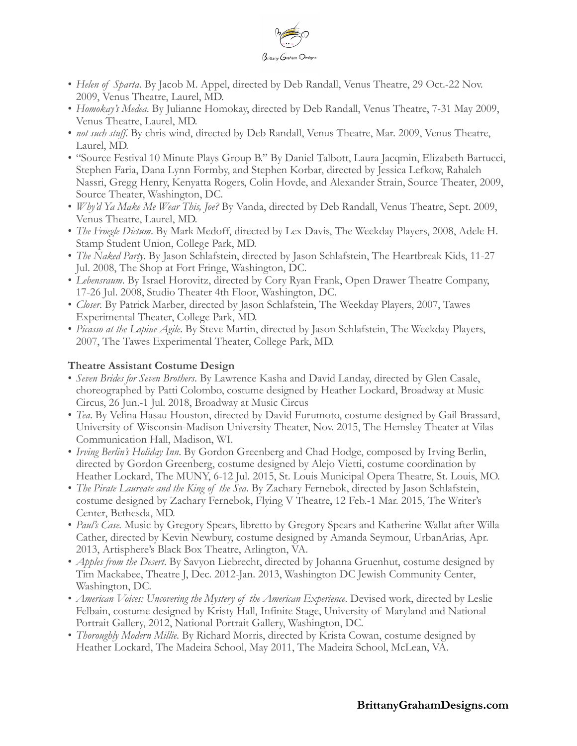- *Helen of Sparta*. By Jacob M. Appel, directed by Deb Randall, Venus Theatre, 29 Oct.-22 Nov. 2009, Venus Theatre, Laurel, MD.
- *Homokay's Medea*. By Julianne Homokay, directed by Deb Randall, Venus Theatre, 7-31 May 2009, Venus Theatre, Laurel, MD.
- *not such stuff*. By chris wind, directed by Deb Randall, Venus Theatre, Mar. 2009, Venus Theatre, Laurel, MD.
- "Source Festival 10 Minute Plays Group B." By Daniel Talbott, Laura Jacqmin, Elizabeth Bartucci, Stephen Faria, Dana Lynn Formby, and Stephen Korbar, directed by Jessica Lefkow, Rahaleh Nassri, Gregg Henry, Kenyatta Rogers, Colin Hovde, and Alexander Strain, Source Theater, 2009, Source Theater, Washington, DC.
- *Why'd Ya Make Me Wear This, Joe?* By Vanda, directed by Deb Randall, Venus Theatre, Sept. 2009, Venus Theatre, Laurel, MD.
- *The Froegle Dictum*. By Mark Medoff, directed by Lex Davis, The Weekday Players, 2008, Adele H. Stamp Student Union, College Park, MD.
- *The Naked Party*. By Jason Schlafstein, directed by Jason Schlafstein, The Heartbreak Kids, 11-27 Jul. 2008, The Shop at Fort Fringe, Washington, DC.
- *Lebensraum*. By Israel Horovitz, directed by Cory Ryan Frank, Open Drawer Theatre Company, 17-26 Jul. 2008, Studio Theater 4th Floor, Washington, DC.
- *Closer*. By Patrick Marber, directed by Jason Schlafstein, The Weekday Players, 2007, Tawes Experimental Theater, College Park, MD.
- *Picasso at the Lapine Agile*. By Steve Martin, directed by Jason Schlafstein, The Weekday Players, 2007, The Tawes Experimental Theater, College Park, MD.

**Theatre Assistant Costume Design**

- *Seven Brides for Seven Brothers*. By Lawrence Kasha and David Landay, directed by Glen Casale, choreographed by Patti Colombo, costume designed by Heather Lockard, Broadway at Music Circus, 26 Jun.-1 Jul. 2018, Broadway at Music Circus
- *Tea*. By Velina Hasau Houston, directed by David Furumoto, costume designed by Gail Brassard, University of Wisconsin-Madison University Theater, Nov. 2015, The Hemsley Theater at Vilas Communication Hall, Madison, WI.
- *Irving Berlin's Holiday Inn*. By Gordon Greenberg and Chad Hodge, composed by Irving Berlin, directed by Gordon Greenberg, costume designed by Alejo Vietti, costume coordination by Heather Lockard, The MUNY, 6-12 Jul. 2015, St. Louis Municipal Opera Theatre, St. Louis, MO.
- *The Pirate Laureate and the King of the Sea*. By Zachary Fernebok, directed by Jason Schlafstein, costume designed by Zachary Fernebok, Flying V Theatre, 12 Feb.-1 Mar. 2015, The Writer's Center, Bethesda, MD.
- *Paul's Case.* Music by Gregory Spears, libretto by Gregory Spears and Katherine Wallat after Willa Cather, directed by Kevin Newbury, costume designed by Amanda Seymour, UrbanArias, Apr. 2013, Artisphere's Black Box Theatre, Arlington, VA.
- *Apples from the Desert*. By Savyon Liebrecht, directed by Johanna Gruenhut, costume designed by Tim Mackabee, Theatre J, Dec. 2012-Jan. 2013, Washington DC Jewish Community Center, Washington, DC.
- *American Voices: Uncovering the Mystery of the American Experience*. Devised work, directed by Leslie Felbain, costume designed by Kristy Hall, Infinite Stage, University of Maryland and National Portrait Gallery, 2012, National Portrait Gallery, Washington, DC.
- *Thoroughly Modern Millie*. By Richard Morris, directed by Krista Cowan, costume designed by Heather Lockard, The Madeira School, May 2011, The Madeira School, McLean, VA.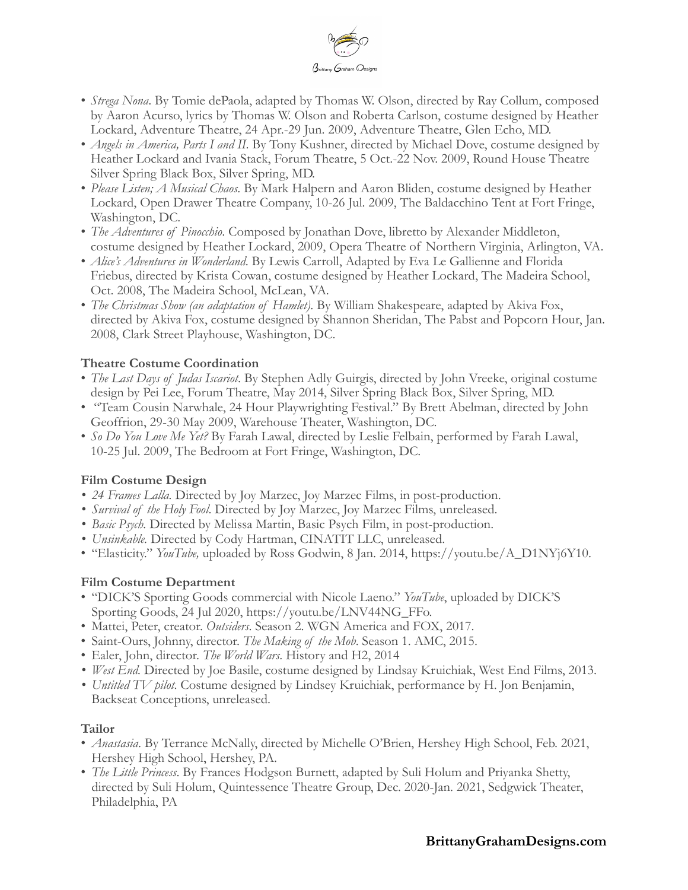- *Strega Nona*. By Tomie dePaola, adapted by Thomas W. Olson, directed by Ray Collum, composed by Aaron Acurso, lyrics by Thomas W. Olson and Roberta Carlson, costume designed by Heather Lockard, Adventure Theatre, 24 Apr.-29 Jun. 2009, Adventure Theatre, Glen Echo, MD.
- *Angels in America, Parts I and II*. By Tony Kushner, directed by Michael Dove, costume designed by Heather Lockard and Ivania Stack, Forum Theatre, 5 Oct.-22 Nov. 2009, Round House Theatre Silver Spring Black Box, Silver Spring, MD.
- *Please Listen; A Musical Chaos*. By Mark Halpern and Aaron Bliden, costume designed by Heather Lockard, Open Drawer Theatre Company, 10-26 Jul. 2009, The Baldacchino Tent at Fort Fringe, Washington, DC.
- *The Adventures of Pinocchio*. Composed by Jonathan Dove, libretto by Alexander Middleton, costume designed by Heather Lockard, 2009, Opera Theatre of Northern Virginia, Arlington, VA.
- *Alice's Adventures in Wonderland*. By Lewis Carroll, Adapted by Eva Le Gallienne and Florida Friebus, directed by Krista Cowan, costume designed by Heather Lockard, The Madeira School, Oct. 2008, The Madeira School, McLean, VA.
- *The Christmas Show (an adaptation of Hamlet)*. By William Shakespeare, adapted by Akiva Fox, directed by Akiva Fox, costume designed by Shannon Sheridan, The Pabst and Popcorn Hour, Jan. 2008, Clark Street Playhouse, Washington, DC.

**Theatre Costume Coordination**

- *The Last Days of Judas Iscariot*. By Stephen Adly Guirgis, directed by John Vreeke, original costume design by Pei Lee, Forum Theatre, May 2014, Silver Spring Black Box, Silver Spring, MD.
- "Team Cousin Narwhale, 24 Hour Playwrighting Festival." By Brett Abelman, directed by John Geoffrion, 29-30 May 2009, Warehouse Theater, Washington, DC.
- *So Do You Love Me Yet?* By Farah Lawal, directed by Leslie Felbain, performed by Farah Lawal, 10-25 Jul. 2009, The Bedroom at Fort Fringe, Washington, DC.

**Film Costume Design**

- *24 Frames Lalla*. Directed by Joy Marzec, Joy Marzec Films, in post-production.
- *Survival of the Holy Fool*. Directed by Joy Marzec, Joy Marzec Films, unreleased.
- *Basic Psych*. Directed by Melissa Martin, Basic Psych Film, in post-production.
- *Unsinkable*. Directed by Cody Hartman, CINATIT LLC, unreleased.
- "Elasticity." *YouTube,* uploaded by Ross Godwin, 8 Jan. 2014, https://youtu.be/A_D1NYj6Y10.

**Film Costume Department**

- "DICK'S Sporting Goods commercial with Nicole Laeno." *YouTube*, uploaded by DICK'S Sporting Goods, 24 Jul 2020, https://youtu.be/LNV44NG_FFo.
- Mattei, Peter, creator. *Outsiders*. Season 2. WGN America and FOX, 2017.
- Saint-Ours, Johnny, director. *The Making of the Mob*. Season 1. AMC, 2015.
- Ealer, John, director. *The World Wars*. History and H2, 2014
- *West End*. Directed by Joe Basile, costume designed by Lindsay Kruichiak, West End Films, 2013.
- *Untitled TV pilot*. Costume designed by Lindsey Kruichiak, performance by H. Jon Benjamin, Backseat Conceptions, unreleased.

**Tailor**

- *Anastasia*. By Terrance McNally, directed by Michelle O'Brien, Hershey High School, Feb. 2021, Hershey High School, Hershey, PA.
- *The Little Princess*. By Frances Hodgson Burnett, adapted by Suli Holum and Priyanka Shetty, directed by Suli Holum, Quintessence Theatre Group, Dec. 2020-Jan. 2021, Sedgwick Theater, Philadelphia, PA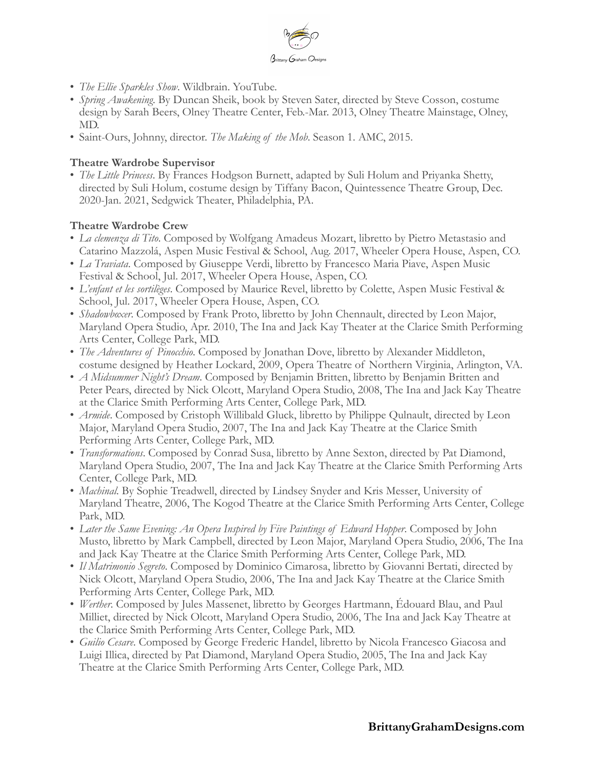- *The Ellie Sparkles Show*. Wildbrain. YouTube.
- *Spring Awakening*. By Duncan Sheik, book by Steven Sater, directed by Steve Cosson, costume design by Sarah Beers, Olney Theatre Center, Feb.-Mar. 2013, Olney Theatre Mainstage, Olney, MD.
- Saint-Ours, Johnny, director. *The Making of the Mob*. Season 1. AMC, 2015.

**Theatre Wardrobe Supervisor**

- *The Little Princess*. By Frances Hodgson Burnett, adapted by Suli Holum and Priyanka Shetty, directed by Suli Holum, costume design by Tiffany Bacon, Quintessence Theatre Group, Dec. 2020-Jan. 2021, Sedgwick Theater, Philadelphia, PA.

**Theatre Wardrobe Crew**

- *La clemenza di Tito*. Composed by Wolfgang Amadeus Mozart, libretto by Pietro Metastasio and Catarino Mazzolá, Aspen Music Festival & School, Aug. 2017, Wheeler Opera House, Aspen, CO.
- *La Traviata*. Composed by Giuseppe Verdi, libretto by Francesco Maria Piave, Aspen Music Festival & School, Jul. 2017, Wheeler Opera House, Aspen, CO.
- *L'enfant et les sortilèges*. Composed by Maurice Revel, libretto by Colette, Aspen Music Festival & School, Jul. 2017, Wheeler Opera House, Aspen, CO.
- *Shadowboxer*. Composed by Frank Proto, libretto by John Chennault, directed by Leon Major, Maryland Opera Studio, Apr. 2010, The Ina and Jack Kay Theater at the Clarice Smith Performing Arts Center, College Park, MD.
- *The Adventures of Pinocchio*. Composed by Jonathan Dove, libretto by Alexander Middleton, costume designed by Heather Lockard, 2009, Opera Theatre of Northern Virginia, Arlington, VA.
- *A Midsummer Night's Dream*. Composed by Benjamin Britten, libretto by Benjamin Britten and Peter Pears, directed by Nick Olcott, Maryland Opera Studio, 2008, The Ina and Jack Kay Theatre at the Clarice Smith Performing Arts Center, College Park, MD.
- *Armide*. Composed by Cristoph Willibald Gluck, libretto by Philippe Qulnault, directed by Leon Major, Maryland Opera Studio, 2007, The Ina and Jack Kay Theatre at the Clarice Smith Performing Arts Center, College Park, MD.
- *Transformations*. Composed by Conrad Susa, libretto by Anne Sexton, directed by Pat Diamond, Maryland Opera Studio, 2007, The Ina and Jack Kay Theatre at the Clarice Smith Performing Arts Center, College Park, MD.
- *Machinal*. By Sophie Treadwell, directed by Lindsey Snyder and Kris Messer, University of Maryland Theatre, 2006, The Kogod Theatre at the Clarice Smith Performing Arts Center, College Park, MD.
- *Later the Same Evening: An Opera Inspired by Five Paintings of Edward Hopper*. Composed by John Musto, libretto by Mark Campbell, directed by Leon Major, Maryland Opera Studio, 2006, The Ina and Jack Kay Theatre at the Clarice Smith Performing Arts Center, College Park, MD.
- *Il Matrimonio Segreto*. Composed by Dominico Cimarosa, libretto by Giovanni Bertati, directed by Nick Olcott, Maryland Opera Studio, 2006, The Ina and Jack Kay Theatre at the Clarice Smith Performing Arts Center, College Park, MD.
- *Werther*. Composed by Jules Massenet, libretto by Georges Hartmann, Édouard Blau, and Paul Milliet, directed by Nick Olcott, Maryland Opera Studio, 2006, The Ina and Jack Kay Theatre at the Clarice Smith Performing Arts Center, College Park, MD.
- *Guilio Cesare*. Composed by George Frederic Handel, libretto by Nicola Francesco Giacosa and Luigi Illica, directed by Pat Diamond, Maryland Opera Studio, 2005, The Ina and Jack Kay Theatre at the Clarice Smith Performing Arts Center, College Park, MD.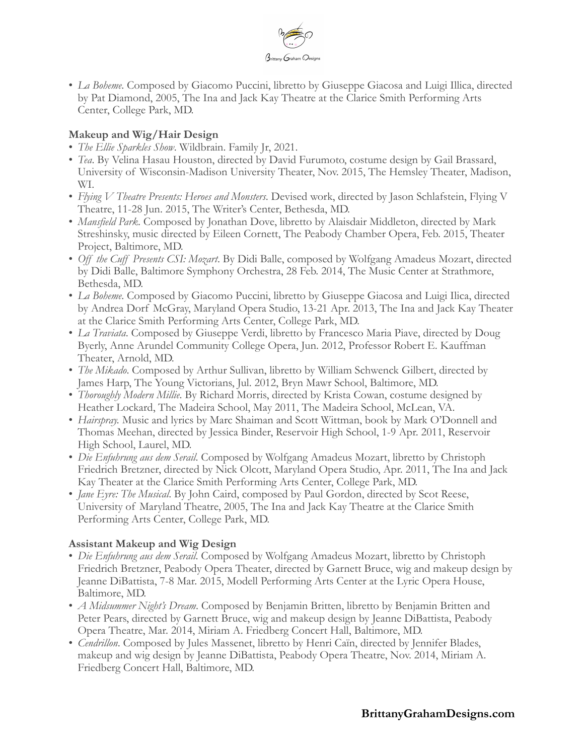- *La Boheme*. Composed by Giacomo Puccini, libretto by Giuseppe Giacosa and Luigi Illica, directed by Pat Diamond, 2005, The Ina and Jack Kay Theatre at the Clarice Smith Performing Arts Center, College Park, MD.

**Makeup and Wig/Hair Design**

- *The Ellie Sparkles Show*. Wildbrain. Family Jr, 2021.
- *Tea*. By Velina Hasau Houston, directed by David Furumoto, costume design by Gail Brassard, University of Wisconsin-Madison University Theater, Nov. 2015, The Hemsley Theater, Madison, WI.
- *Flying V Theatre Presents: Heroes and Monsters*. Devised work, directed by Jason Schlafstein, Flying V Theatre, 11-28 Jun. 2015, The Writer's Center, Bethesda, MD.
- *Mansfield Park*. Composed by Jonathan Dove, libretto by Alaisdair Middleton, directed by Mark Streshinsky, music directed by Eileen Cornett, The Peabody Chamber Opera, Feb. 2015, Theater Project, Baltimore, MD.
- *Off the Cuff Presents CSI: Mozart*. By Didi Balle, composed by Wolfgang Amadeus Mozart, directed by Didi Balle, Baltimore Symphony Orchestra, 28 Feb. 2014, The Music Center at Strathmore, Bethesda, MD.
- *La Boheme*. Composed by Giacomo Puccini, libretto by Giuseppe Giacosa and Luigi Ilica, directed by Andrea Dorf McGray, Maryland Opera Studio, 13-21 Apr. 2013, The Ina and Jack Kay Theater at the Clarice Smith Performing Arts Center, College Park, MD.
- *La Traviata*. Composed by Giuseppe Verdi, libretto by Francesco Maria Piave, directed by Doug Byerly, Anne Arundel Community College Opera, Jun. 2012, Professor Robert E. Kauffman Theater, Arnold, MD.
- *The Mikado*. Composed by Arthur Sullivan, libretto by William Schwenck Gilbert, directed by James Harp, The Young Victorians, Jul. 2012, Bryn Mawr School, Baltimore, MD.
- *Thoroughly Modern Millie*. By Richard Morris, directed by Krista Cowan, costume designed by Heather Lockard, The Madeira School, May 2011, The Madeira School, McLean, VA.
- *Hairspray*. Music and lyrics by Marc Shaiman and Scott Wittman, book by Mark O'Donnell and Thomas Meehan, directed by Jessica Binder, Reservoir High School, 1-9 Apr. 2011, Reservoir High School, Laurel, MD.
- *Die Enfuhrung aus dem Serail*. Composed by Wolfgang Amadeus Mozart, libretto by Christoph Friedrich Bretzner, directed by Nick Olcott, Maryland Opera Studio, Apr. 2011, The Ina and Jack Kay Theater at the Clarice Smith Performing Arts Center, College Park, MD.
- *Jane Eyre: The Musical*. By John Caird, composed by Paul Gordon, directed by Scot Reese, University of Maryland Theatre, 2005, The Ina and Jack Kay Theatre at the Clarice Smith Performing Arts Center, College Park, MD.

**Assistant Makeup and Wig Design**

- *Die Enfuhrung aus dem Serail*. Composed by Wolfgang Amadeus Mozart, libretto by Christoph Friedrich Bretzner, Peabody Opera Theater, directed by Garnett Bruce, wig and makeup design by Jeanne DiBattista, 7-8 Mar. 2015, Modell Performing Arts Center at the Lyric Opera House, Baltimore, MD.
- *A Midsummer Night's Dream*. Composed by Benjamin Britten, libretto by Benjamin Britten and Peter Pears, directed by Garnett Bruce, wig and makeup design by Jeanne DiBattista, Peabody Opera Theatre, Mar. 2014, Miriam A. Friedberg Concert Hall, Baltimore, MD.
- *Cendrillon*. Composed by Jules Massenet, libretto by Henri Caïn, directed by Jennifer Blades, makeup and wig design by Jeanne DiBattista, Peabody Opera Theatre, Nov. 2014, Miriam A. Friedberg Concert Hall, Baltimore, MD.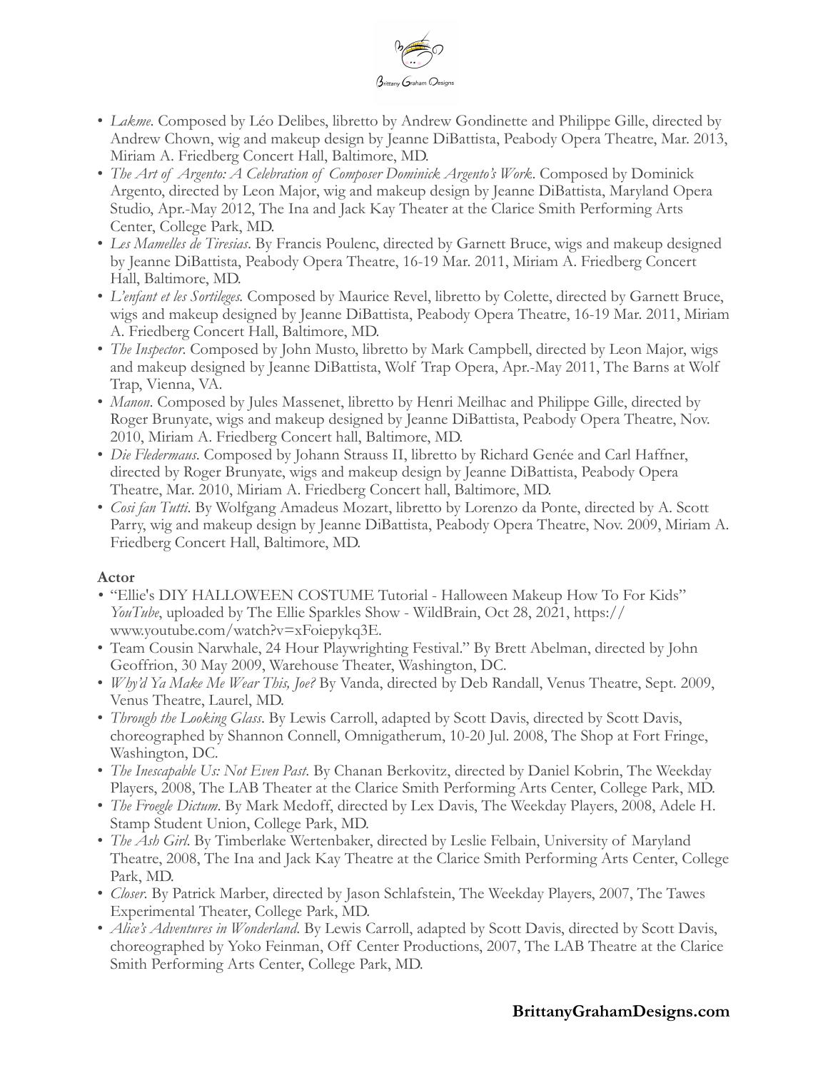- *Lakme*. Composed by Léo Delibes, libretto by Andrew Gondinette and Philippe Gille, directed by Andrew Chown, wig and makeup design by Jeanne DiBattista, Peabody Opera Theatre, Mar. 2013, Miriam A. Friedberg Concert Hall, Baltimore, MD.
- *The Art of Argento: A Celebration of Composer Dominick Argento's Work*. Composed by Dominick Argento, directed by Leon Major, wig and makeup design by Jeanne DiBattista, Maryland Opera Studio, Apr.-May 2012, The Ina and Jack Kay Theater at the Clarice Smith Performing Arts Center, College Park, MD.
- *Les Mamelles de Tiresias*. By Francis Poulenc, directed by Garnett Bruce, wigs and makeup designed by Jeanne DiBattista, Peabody Opera Theatre, 16-19 Mar. 2011, Miriam A. Friedberg Concert Hall, Baltimore, MD.
- *L'enfant et les Sortileges.* Composed by Maurice Revel, libretto by Colette, directed by Garnett Bruce, wigs and makeup designed by Jeanne DiBattista, Peabody Opera Theatre, 16-19 Mar. 2011, Miriam A. Friedberg Concert Hall, Baltimore, MD.
- *The Inspector*. Composed by John Musto, libretto by Mark Campbell, directed by Leon Major, wigs and makeup designed by Jeanne DiBattista, Wolf Trap Opera, Apr.-May 2011, The Barns at Wolf Trap, Vienna, VA.
- *Manon*. Composed by Jules Massenet, libretto by Henri Meilhac and Philippe Gille, directed by Roger Brunyate, wigs and makeup designed by Jeanne DiBattista, Peabody Opera Theatre, Nov. 2010, Miriam A. Friedberg Concert hall, Baltimore, MD.
- *Die Fledermaus*. Composed by Johann Strauss II, libretto by Richard Genée and Carl Haffner, directed by Roger Brunyate, wigs and makeup design by Jeanne DiBattista, Peabody Opera Theatre, Mar. 2010, Miriam A. Friedberg Concert hall, Baltimore, MD.
- *Cosi fan Tutti*. By Wolfgang Amadeus Mozart, libretto by Lorenzo da Ponte, directed by A. Scott Parry, wig and makeup design by Jeanne DiBattista, Peabody Opera Theatre, Nov. 2009, Miriam A. Friedberg Concert Hall, Baltimore, MD.

**Actor**

- "Ellie's DIY HALLOWEEN COSTUME Tutorial - Halloween Makeup How To For Kids" *YouTube*, uploaded by The Ellie Sparkles Show - WildBrain, Oct 28, 2021, https://www.youtube.com/watch?v=xFoiepykq3E.
- Team Cousin Narwhale, 24 Hour Playwrighting Festival." By Brett Abelman, directed by John Geoffrion, 30 May 2009, Warehouse Theater, Washington, DC.
- *Why'd Ya Make Me Wear This, Joe?* By Vanda, directed by Deb Randall, Venus Theatre, Sept. 2009, Venus Theatre, Laurel, MD.
- *Through the Looking Glass*. By Lewis Carroll, adapted by Scott Davis, directed by Scott Davis, choreographed by Shannon Connell, Omnigatherum, 10-20 Jul. 2008, The Shop at Fort Fringe, Washington, DC.
- *The Inescapable Us: Not Even Past*. By Chanan Berkovitz, directed by Daniel Kobrin, The Weekday Players, 2008, The LAB Theater at the Clarice Smith Performing Arts Center, College Park, MD.
- *The Froegle Dictum*. By Mark Medoff, directed by Lex Davis, The Weekday Players, 2008, Adele H. Stamp Student Union, College Park, MD.
- *The Ash Girl*. By Timberlake Wertenbaker, directed by Leslie Felbain, University of Maryland Theatre, 2008, The Ina and Jack Kay Theatre at the Clarice Smith Performing Arts Center, College Park, MD.
- *Closer*. By Patrick Marber, directed by Jason Schlafstein, The Weekday Players, 2007, The Tawes Experimental Theater, College Park, MD.
- *Alice's Adventures in Wonderland*. By Lewis Carroll, adapted by Scott Davis, directed by Scott Davis, choreographed by Yoko Feinman, Off Center Productions, 2007, The LAB Theatre at the Clarice Smith Performing Arts Center, College Park, MD.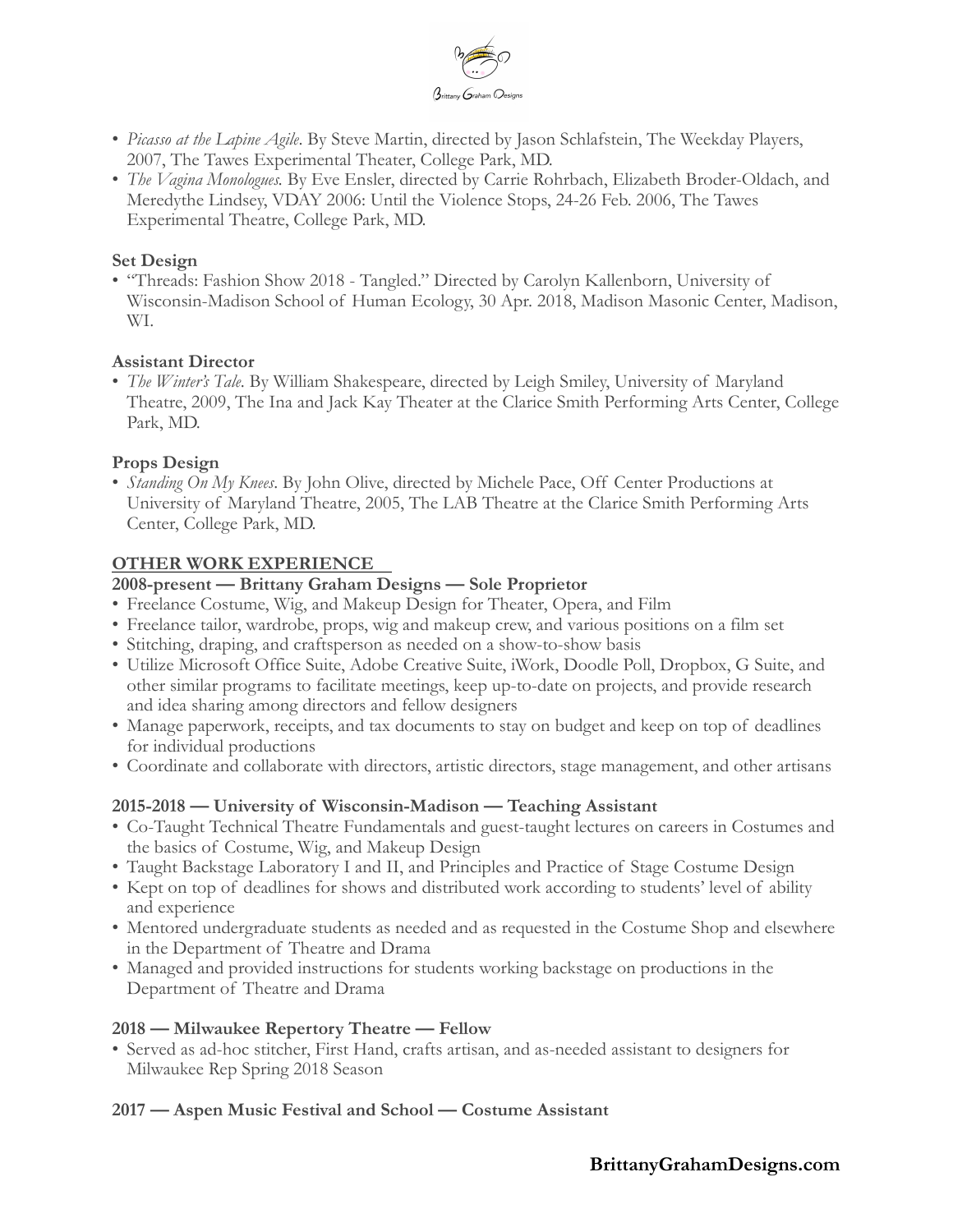- *Picasso at the Lapine Agile*. By Steve Martin, directed by Jason Schlafstein, The Weekday Players, 2007, The Tawes Experimental Theater, College Park, MD.
- *The Vagina Monologues.* By Eve Ensler, directed by Carrie Rohrbach, Elizabeth Broder-Oldach, and Meredythe Lindsey, VDAY 2006: Until the Violence Stops, 24-26 Feb. 2006, The Tawes Experimental Theatre, College Park, MD.

**Set Design**

- "Threads: Fashion Show 2018 - Tangled." Directed by Carolyn Kallenborn, University of Wisconsin-Madison School of Human Ecology, 30 Apr. 2018, Madison Masonic Center, Madison, WI.

**Assistant Director**

- *The Winter's Tale*. By William Shakespeare, directed by Leigh Smiley, University of Maryland Theatre, 2009, The Ina and Jack Kay Theater at the Clarice Smith Performing Arts Center, College Park, MD.

**Props Design**

- *Standing On My Knees*. By John Olive, directed by Michele Pace, Off Center Productions at University of Maryland Theatre, 2005, The LAB Theatre at the Clarice Smith Performing Arts Center, College Park, MD.

## OTHER WORK EXPERIENCE

**2008-present — Brittany Graham Designs — Sole Proprietor**

- Freelance Costume, Wig, and Makeup Design for Theater, Opera, and Film
- Freelance tailor, wardrobe, props, wig and makeup crew, and various positions on a film set
- Stitching, draping, and craftsperson as needed on a show-to-show basis
- Utilize Microsoft Office Suite, Adobe Creative Suite, iWork, Doodle Poll, Dropbox, G Suite, and other similar programs to facilitate meetings, keep up-to-date on projects, and provide research and idea sharing among directors and fellow designers
- Manage paperwork, receipts, and tax documents to stay on budget and keep on top of deadlines for individual productions
- Coordinate and collaborate with directors, artistic directors, stage management, and other artisans

**2015-2018 — University of Wisconsin-Madison — Teaching Assistant**

- Co-Taught Technical Theatre Fundamentals and guest-taught lectures on careers in Costumes and the basics of Costume, Wig, and Makeup Design
- Taught Backstage Laboratory I and II, and Principles and Practice of Stage Costume Design
- Kept on top of deadlines for shows and distributed work according to students' level of ability and experience
- Mentored undergraduate students as needed and as requested in the Costume Shop and elsewhere in the Department of Theatre and Drama
- Managed and provided instructions for students working backstage on productions in the Department of Theatre and Drama

**2018 — Milwaukee Repertory Theatre — Fellow**

- Served as ad-hoc stitcher, First Hand, crafts artisan, and as-needed assistant to designers for Milwaukee Rep Spring 2018 Season

**2017 — Aspen Music Festival and School — Costume Assistant**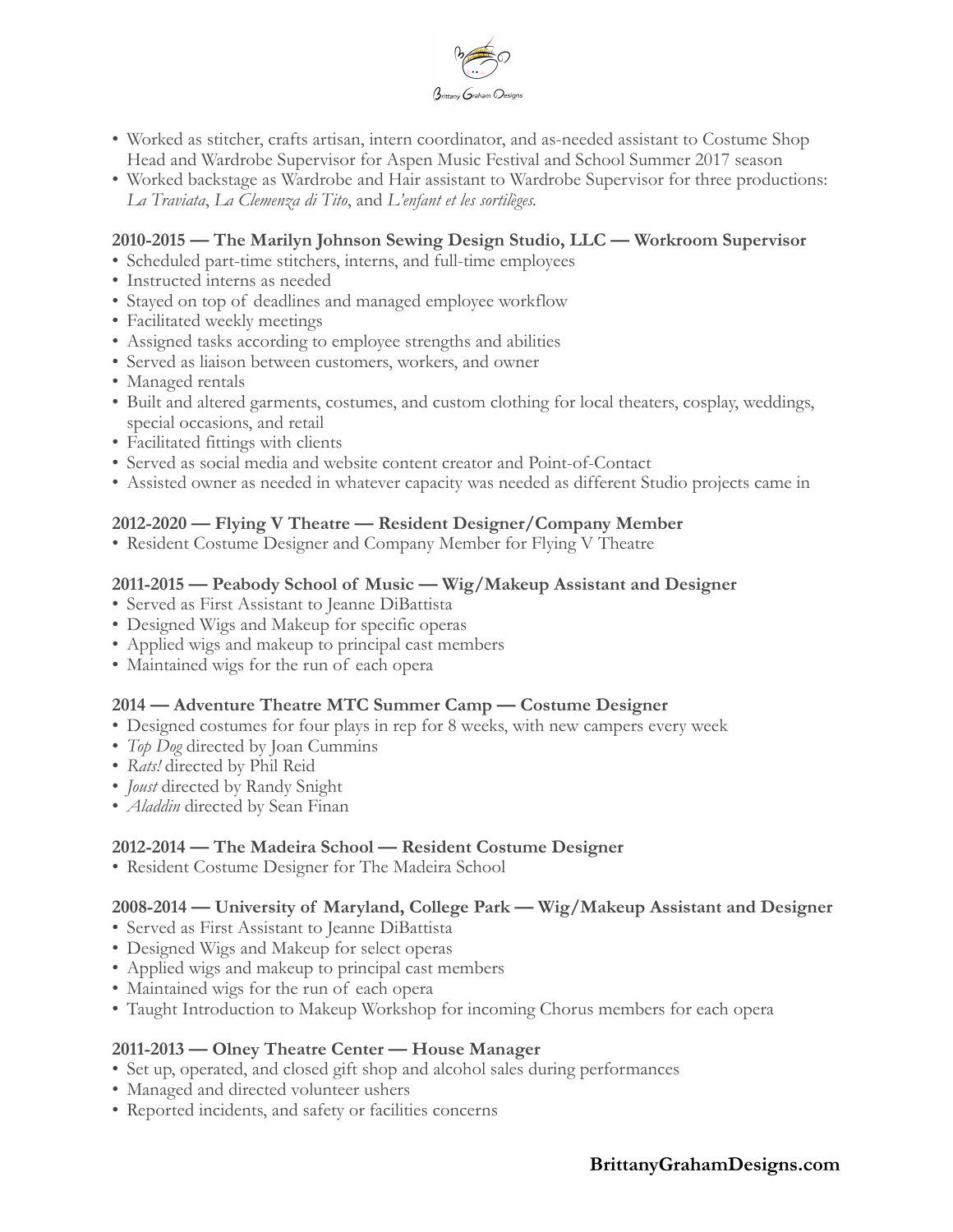- Worked as stitcher, crafts artisan, intern coordinator, and as-needed assistant to Costume Shop Head and Wardrobe Supervisor for Aspen Music Festival and School Summer 2017 season
- Worked backstage as Wardrobe and Hair assistant to Wardrobe Supervisor for three productions: *La Traviata*, *La Clemenza di Tito*, and *L'enfant et les sortilèges.*

**2010-2015 — The Marilyn Johnson Sewing Design Studio, LLC — Workroom Supervisor**

- Scheduled part-time stitchers, interns, and full-time employees
- Instructed interns as needed
- Stayed on top of deadlines and managed employee workflow
- Facilitated weekly meetings
- Assigned tasks according to employee strengths and abilities
- Served as liaison between customers, workers, and owner
- Managed rentals
- Built and altered garments, costumes, and custom clothing for local theaters, cosplay, weddings, special occasions, and retail
- Facilitated fittings with clients
- Served as social media and website content creator and Point-of-Contact
- Assisted owner as needed in whatever capacity was needed as different Studio projects came in

**2012-2020 — Flying V Theatre — Resident Designer/Company Member**

- Resident Costume Designer and Company Member for Flying V Theatre

**2011-2015 — Peabody School of Music — Wig/Makeup Assistant and Designer**

- Served as First Assistant to Jeanne DiBattista
- Designed Wigs and Makeup for specific operas
- Applied wigs and makeup to principal cast members
- Maintained wigs for the run of each opera

**2014 — Adventure Theatre MTC Summer Camp — Costume Designer**

- Designed costumes for four plays in rep for 8 weeks, with new campers every week
- *Top Dog* directed by Joan Cummins
- *Rats!* directed by Phil Reid
- *Joust* directed by Randy Snight
- *Aladdin* directed by Sean Finan

**2012-2014 — The Madeira School — Resident Costume Designer**

- Resident Costume Designer for The Madeira School

**2008-2014 — University of Maryland, College Park — Wig/Makeup Assistant and Designer**

- Served as First Assistant to Jeanne DiBattista
- Designed Wigs and Makeup for select operas
- Applied wigs and makeup to principal cast members
- Maintained wigs for the run of each opera
- Taught Introduction to Makeup Workshop for incoming Chorus members for each opera

**2011-2013 — Olney Theatre Center — House Manager**

- Set up, operated, and closed gift shop and alcohol sales during performances
- Managed and directed volunteer ushers
- Reported incidents, and safety or facilities concerns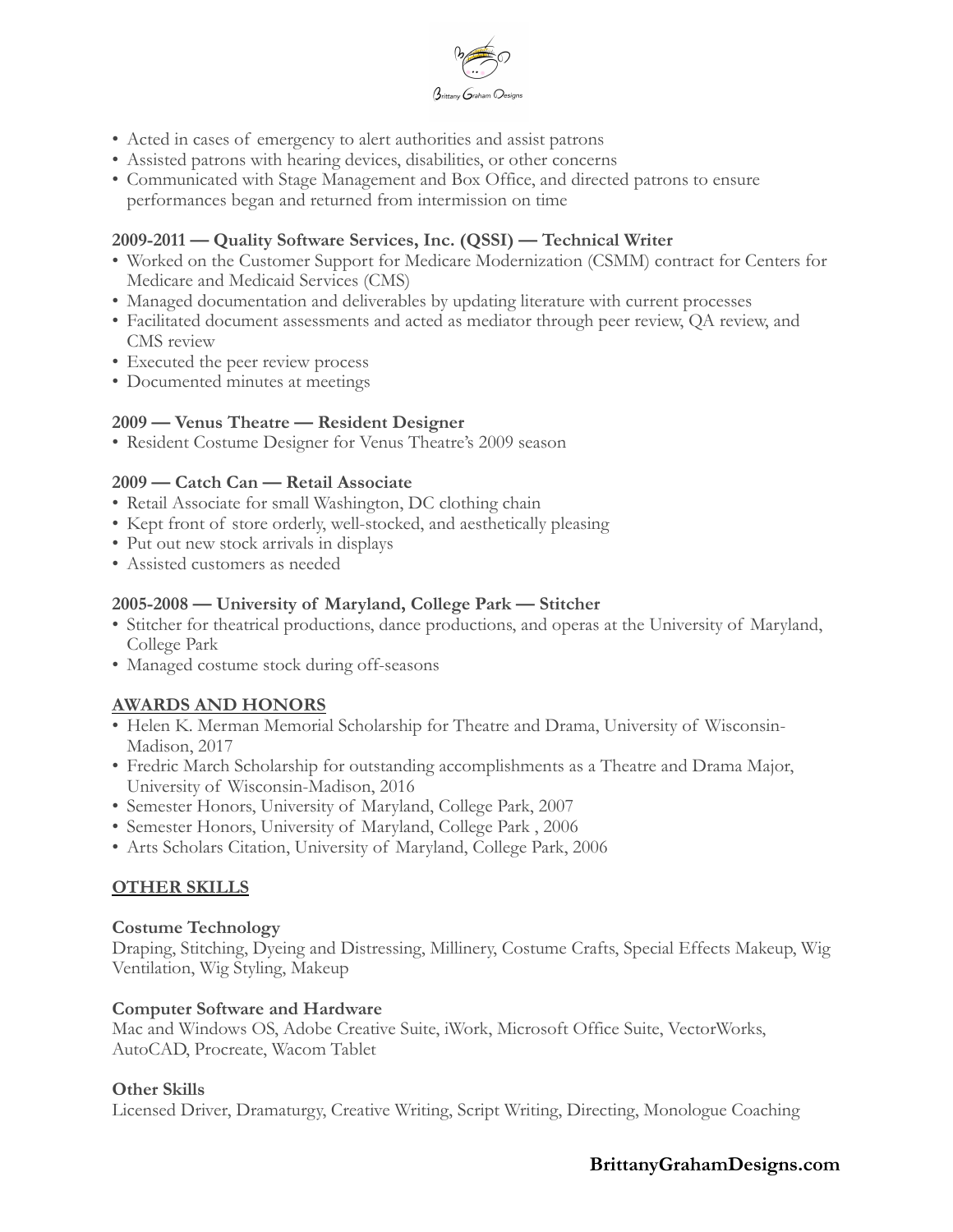- Acted in cases of emergency to alert authorities and assist patrons
- Assisted patrons with hearing devices, disabilities, or other concerns
- Communicated with Stage Management and Box Office, and directed patrons to ensure performances began and returned from intermission on time

**2009-2011 — Quality Software Services, Inc. (QSSI) — Technical Writer**
- Worked on the Customer Support for Medicare Modernization (CSMM) contract for Centers for Medicare and Medicaid Services (CMS)
- Managed documentation and deliverables by updating literature with current processes
- Facilitated document assessments and acted as mediator through peer review, QA review, and CMS review
- Executed the peer review process
- Documented minutes at meetings

**2009 — Venus Theatre — Resident Designer**
- Resident Costume Designer for Venus Theatre's 2009 season

**2009 — Catch Can — Retail Associate**
- Retail Associate for small Washington, DC clothing chain
- Kept front of store orderly, well-stocked, and aesthetically pleasing
- Put out new stock arrivals in displays
- Assisted customers as needed

**2005-2008 — University of Maryland, College Park — Stitcher**
- Stitcher for theatrical productions, dance productions, and operas at the University of Maryland, College Park
- Managed costume stock during off-seasons

## AWARDS AND HONORS

- Helen K. Merman Memorial Scholarship for Theatre and Drama, University of Wisconsin-Madison, 2017
- Fredric March Scholarship for outstanding accomplishments as a Theatre and Drama Major, University of Wisconsin-Madison, 2016
- Semester Honors, University of Maryland, College Park, 2007
- Semester Honors, University of Maryland, College Park , 2006
- Arts Scholars Citation, University of Maryland, College Park, 2006

## OTHER SKILLS

**Costume Technology**

Draping, Stitching, Dyeing and Distressing, Millinery, Costume Crafts, Special Effects Makeup, Wig Ventilation, Wig Styling, Makeup

**Computer Software and Hardware**

Mac and Windows OS, Adobe Creative Suite, iWork, Microsoft Office Suite, VectorWorks, AutoCAD, Procreate, Wacom Tablet

**Other Skills**

Licensed Driver, Dramaturgy, Creative Writing, Script Writing, Directing, Monologue Coaching